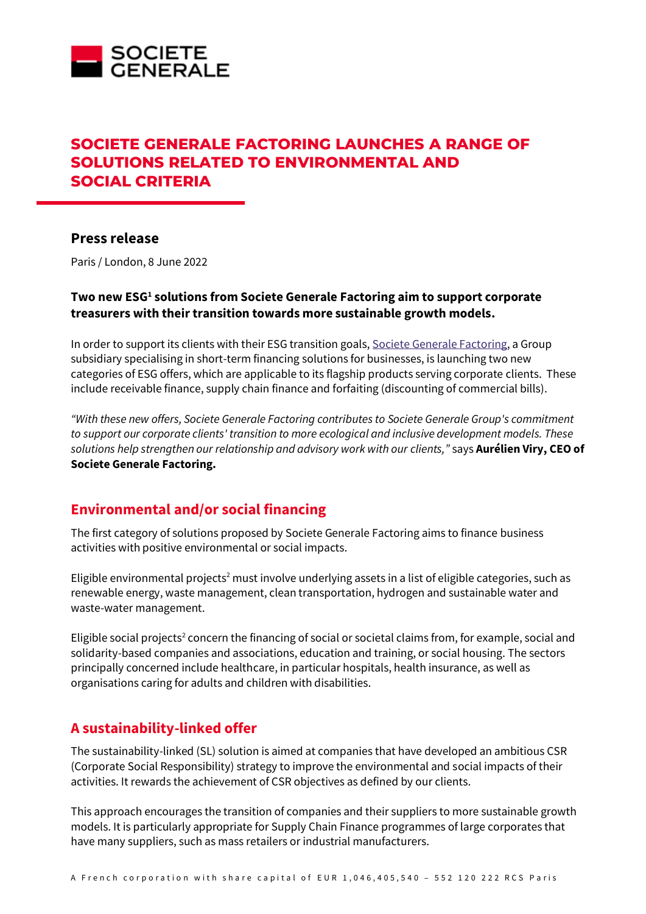# SOCIETE GENERALE FACTORING LAUNCHES A RANGE OF SOLUTIONS RELATED TO ENVIRONMENTAL AND SOCIAL CRITERIA

## Press release

Paris / London, 8 June 2022

**Two new ESG[1] solutions from Societe Generale Factoring aim to support corporate treasurers with their transition towards more sustainable growth models.**

In order to support its clients with their ESG transition goals, Societe Generale Factoring, a Group subsidiary specialising in short-term financing solutions for businesses, is launching two new categories of ESG offers, which are applicable to its flagship products serving corporate clients. These include receivable finance, supply chain finance and forfaiting (discounting of commercial bills).

*"With these new offers, Societe Generale Factoring contributes to Societe Generale Group's commitment to support our corporate clients' transition to more ecological and inclusive development models. These solutions help strengthen our relationship and advisory work with our clients,"* says **Aurélien Viry, CEO of Societe Generale Factoring.**

## Environmental and/or social financing

The first category of solutions proposed by Societe Generale Factoring aims to finance business activities with positive environmental or social impacts.

Eligible environmental projects[2] must involve underlying assets in a list of eligible categories, such as renewable energy, waste management, clean transportation, hydrogen and sustainable water and waste-water management.

Eligible social projects[2] concern the financing of social or societal claims from, for example, social and solidarity-based companies and associations, education and training, or social housing. The sectors principally concerned include healthcare, in particular hospitals, health insurance, as well as organisations caring for adults and children with disabilities.

## A sustainability-linked offer

The sustainability-linked (SL) solution is aimed at companies that have developed an ambitious CSR (Corporate Social Responsibility) strategy to improve the environmental and social impacts of their activities. It rewards the achievement of CSR objectives as defined by our clients.

This approach encourages the transition of companies and their suppliers to more sustainable growth models. It is particularly appropriate for Supply Chain Finance programmes of large corporates that have many suppliers, such as mass retailers or industrial manufacturers.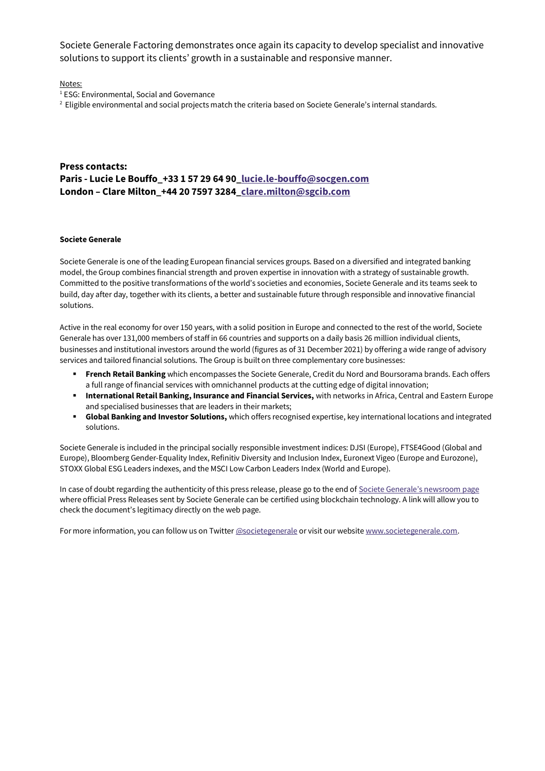Societe Generale Factoring demonstrates once again its capacity to develop specialist and innovative solutions to support its clients' growth in a sustainable and responsive manner.

Notes:

[1] ESG: Environmental, Social and Governance

[2] Eligible environmental and social projects match the criteria based on Societe Generale's internal standards.

**Press contacts:**
**Paris - Lucie Le Bouffo_+33 1 57 29 64 90_lucie.le-bouffo@socgen.com**
**London – Clare Milton_+44 20 7597 3284_clare.milton@sgcib.com**

**Societe Generale**

Societe Generale is one of the leading European financial services groups. Based on a diversified and integrated banking model, the Group combines financial strength and proven expertise in innovation with a strategy of sustainable growth. Committed to the positive transformations of the world's societies and economies, Societe Generale and its teams seek to build, day after day, together with its clients, a better and sustainable future through responsible and innovative financial solutions.

Active in the real economy for over 150 years, with a solid position in Europe and connected to the rest of the world, Societe Generale has over 131,000 members of staff in 66 countries and supports on a daily basis 26 million individual clients, businesses and institutional investors around the world (figures as of 31 December 2021) by offering a wide range of advisory services and tailored financial solutions. The Group is built on three complementary core businesses:

- **French Retail Banking** which encompasses the Societe Generale, Credit du Nord and Boursorama brands. Each offers a full range of financial services with omnichannel products at the cutting edge of digital innovation;
- **International Retail Banking, Insurance and Financial Services,** with networks in Africa, Central and Eastern Europe and specialised businesses that are leaders in their markets;
- **Global Banking and Investor Solutions,** which offers recognised expertise, key international locations and integrated solutions.

Societe Generale is included in the principal socially responsible investment indices: DJSI (Europe), FTSE4Good (Global and Europe), Bloomberg Gender-Equality Index, Refinitiv Diversity and Inclusion Index, Euronext Vigeo (Europe and Eurozone), STOXX Global ESG Leaders indexes, and the MSCI Low Carbon Leaders Index (World and Europe).

In case of doubt regarding the authenticity of this press release, please go to the end of Societe Generale's newsroom page where official Press Releases sent by Societe Generale can be certified using blockchain technology. A link will allow you to check the document's legitimacy directly on the web page.

For more information, you can follow us on Twitter @societegenerale or visit our website www.societegenerale.com.